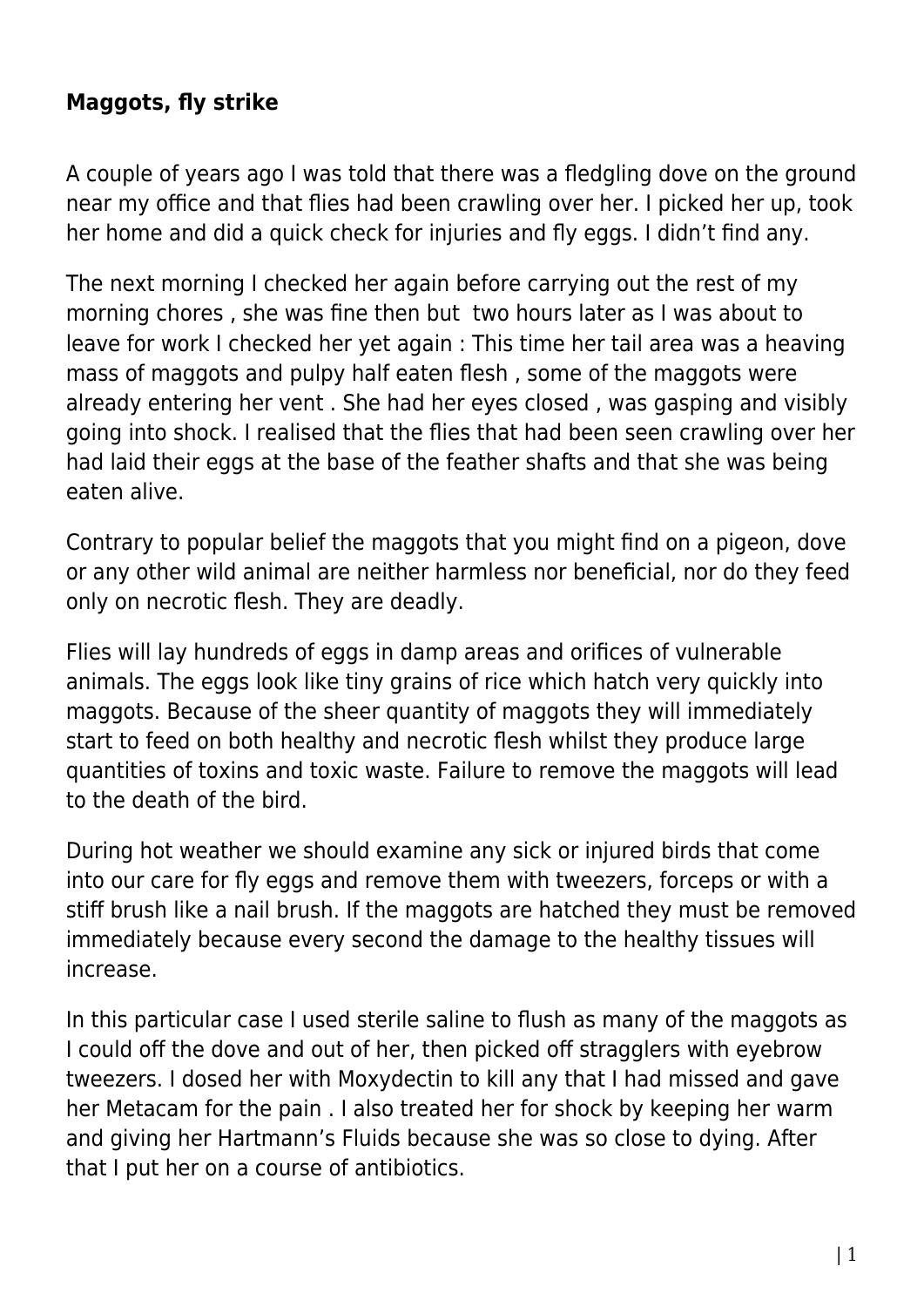**Maggots, fly strike**

A couple of years ago I was told that there was a fledgling dove on the ground near my office and that flies had been crawling over her. I picked her up, took her home and did a quick check for injuries and fly eggs. I didn't find any.

The next morning I checked her again before carrying out the rest of my morning chores , she was fine then but  two hours later as I was about to leave for work I checked her yet again : This time her tail area was a heaving mass of maggots and pulpy half eaten flesh , some of the maggots were already entering her vent . She had her eyes closed , was gasping and visibly going into shock. I realised that the flies that had been seen crawling over her had laid their eggs at the base of the feather shafts and that she was being eaten alive.

Contrary to popular belief the maggots that you might find on a pigeon, dove or any other wild animal are neither harmless nor beneficial, nor do they feed only on necrotic flesh. They are deadly.

Flies will lay hundreds of eggs in damp areas and orifices of vulnerable animals. The eggs look like tiny grains of rice which hatch very quickly into maggots. Because of the sheer quantity of maggots they will immediately start to feed on both healthy and necrotic flesh whilst they produce large quantities of toxins and toxic waste. Failure to remove the maggots will lead to the death of the bird.

During hot weather we should examine any sick or injured birds that come into our care for fly eggs and remove them with tweezers, forceps or with a stiff brush like a nail brush. If the maggots are hatched they must be removed immediately because every second the damage to the healthy tissues will increase.

In this particular case I used sterile saline to flush as many of the maggots as I could off the dove and out of her, then picked off stragglers with eyebrow tweezers. I dosed her with Moxydectin to kill any that I had missed and gave her Metacam for the pain . I also treated her for shock by keeping her warm and giving her Hartmann's Fluids because she was so close to dying. After that I put her on a course of antibiotics.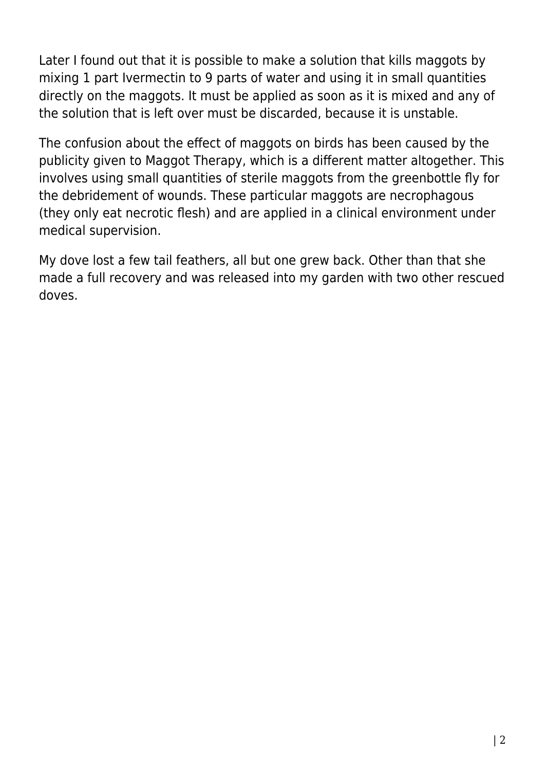Later I found out that it is possible to make a solution that kills maggots by mixing 1 part Ivermectin to 9 parts of water and using it in small quantities directly on the maggots. It must be applied as soon as it is mixed and any of the solution that is left over must be discarded, because it is unstable.

The confusion about the effect of maggots on birds has been caused by the publicity given to Maggot Therapy, which is a different matter altogether. This involves using small quantities of sterile maggots from the greenbottle fly for the debridement of wounds. These particular maggots are necrophagous (they only eat necrotic flesh) and are applied in a clinical environment under medical supervision.

My dove lost a few tail feathers, all but one grew back. Other than that she made a full recovery and was released into my garden with two other rescued doves.